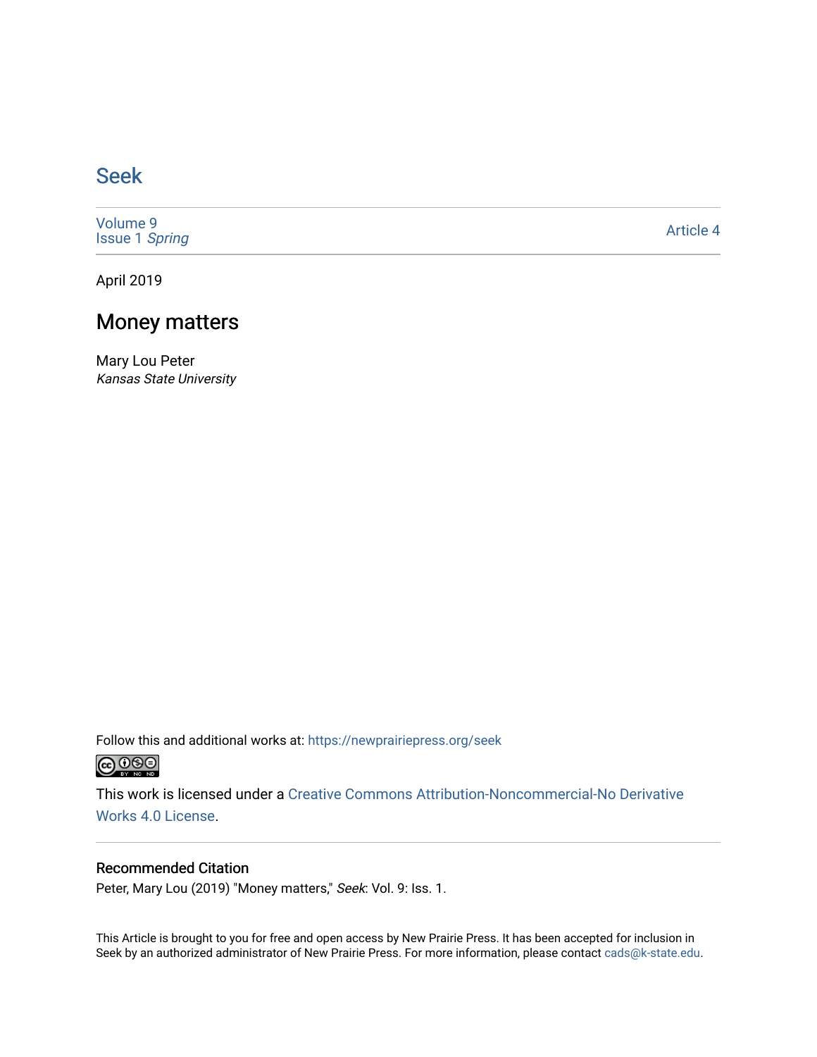# Seek

Volume 9
Issue 1 *Spring*

Article 4

April 2019

## Money matters

Mary Lou Peter
*Kansas State University*

Follow this and additional works at: https://newprairiepress.org/seek

This work is licensed under a Creative Commons Attribution-Noncommercial-No Derivative Works 4.0 License.

### Recommended Citation

Peter, Mary Lou (2019) "Money matters," *Seek*: Vol. 9: Iss. 1.

This Article is brought to you for free and open access by New Prairie Press. It has been accepted for inclusion in Seek by an authorized administrator of New Prairie Press. For more information, please contact cads@k-state.edu.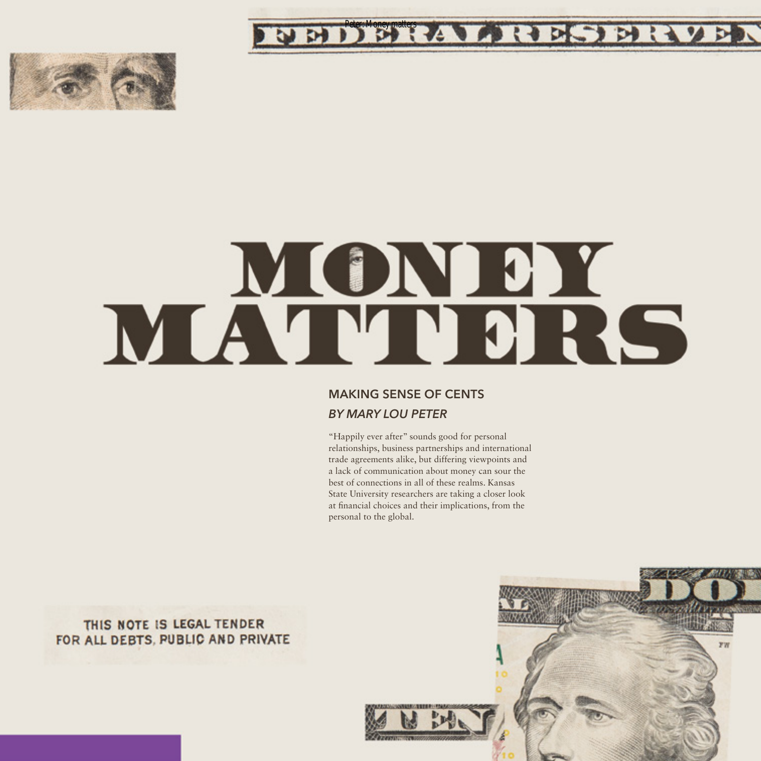# MONEY MATTERS

## MAKING SENSE OF CENTS

*BY MARY LOU PETER*

"Happily ever after" sounds good for personal relationships, business partnerships and international trade agreements alike, but differing viewpoints and a lack of communication about money can sour the best of connections in all of these realms. Kansas State University researchers are taking a closer look at financial choices and their implications, from the personal to the global.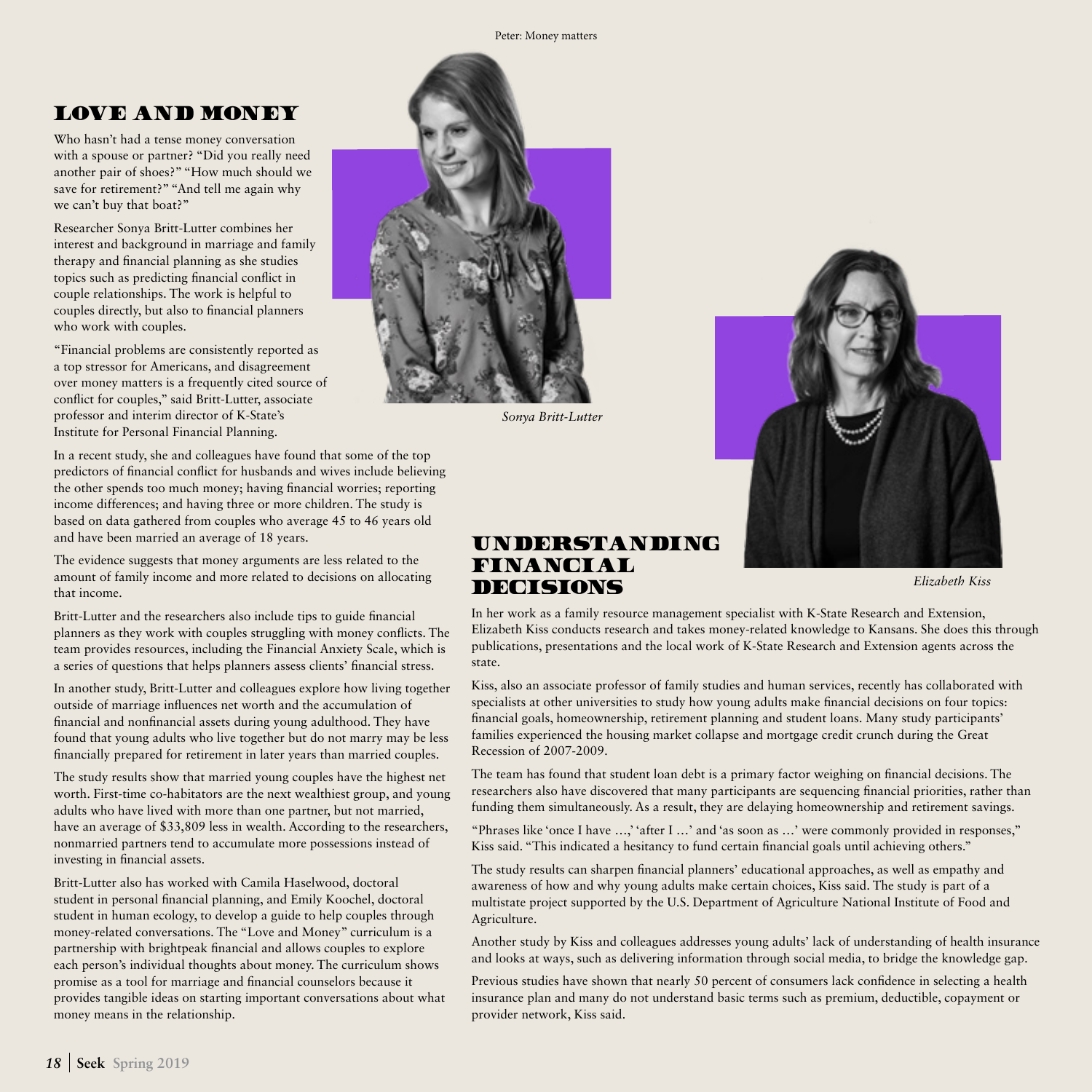## LOVE AND MONEY

Who hasn't had a tense money conversation with a spouse or partner? "Did you really need another pair of shoes?" "How much should we save for retirement?" "And tell me again why we can't buy that boat?"

Researcher Sonya Britt-Lutter combines her interest and background in marriage and family therapy and financial planning as she studies topics such as predicting financial conflict in couple relationships. The work is helpful to couples directly, but also to financial planners who work with couples.

"Financial problems are consistently reported as a top stressor for Americans, and disagreement over money matters is a frequently cited source of conflict for couples," said Britt-Lutter, associate professor and interim director of K-State's Institute for Personal Financial Planning.

*Sonya Britt-Lutter*

In a recent study, she and colleagues have found that some of the top predictors of financial conflict for husbands and wives include believing the other spends too much money; having financial worries; reporting income differences; and having three or more children. The study is based on data gathered from couples who average 45 to 46 years old and have been married an average of 18 years.

The evidence suggests that money arguments are less related to the amount of family income and more related to decisions on allocating that income.

Britt-Lutter and the researchers also include tips to guide financial planners as they work with couples struggling with money conflicts. The team provides resources, including the Financial Anxiety Scale, which is a series of questions that helps planners assess clients' financial stress.

In another study, Britt-Lutter and colleagues explore how living together outside of marriage influences net worth and the accumulation of financial and nonfinancial assets during young adulthood. They have found that young adults who live together but do not marry may be less financially prepared for retirement in later years than married couples.

The study results show that married young couples have the highest net worth. First-time co-habitators are the next wealthiest group, and young adults who have lived with more than one partner, but not married, have an average of $33,809 less in wealth. According to the researchers, nonmarried partners tend to accumulate more possessions instead of investing in financial assets.

Britt-Lutter also has worked with Camila Haselwood, doctoral student in personal financial planning, and Emily Koochel, doctoral student in human ecology, to develop a guide to help couples through money-related conversations. The "Love and Money" curriculum is a partnership with brightpeak financial and allows couples to explore each person's individual thoughts about money. The curriculum shows promise as a tool for marriage and financial counselors because it provides tangible ideas on starting important conversations about what money means in the relationship.

## UNDERSTANDING FINANCIAL DECISIONS

*Elizabeth Kiss*

In her work as a family resource management specialist with K-State Research and Extension, Elizabeth Kiss conducts research and takes money-related knowledge to Kansans. She does this through publications, presentations and the local work of K-State Research and Extension agents across the state.

Kiss, also an associate professor of family studies and human services, recently has collaborated with specialists at other universities to study how young adults make financial decisions on four topics: financial goals, homeownership, retirement planning and student loans. Many study participants' families experienced the housing market collapse and mortgage credit crunch during the Great Recession of 2007-2009.

The team has found that student loan debt is a primary factor weighing on financial decisions. The researchers also have discovered that many participants are sequencing financial priorities, rather than funding them simultaneously. As a result, they are delaying homeownership and retirement savings.

"Phrases like 'once I have …,' 'after I …' and 'as soon as …' were commonly provided in responses," Kiss said. "This indicated a hesitancy to fund certain financial goals until achieving others."

The study results can sharpen financial planners' educational approaches, as well as empathy and awareness of how and why young adults make certain choices, Kiss said. The study is part of a multistate project supported by the U.S. Department of Agriculture National Institute of Food and Agriculture.

Another study by Kiss and colleagues addresses young adults' lack of understanding of health insurance and looks at ways, such as delivering information through social media, to bridge the knowledge gap.

Previous studies have shown that nearly 50 percent of consumers lack confidence in selecting a health insurance plan and many do not understand basic terms such as premium, deductible, copayment or provider network, Kiss said.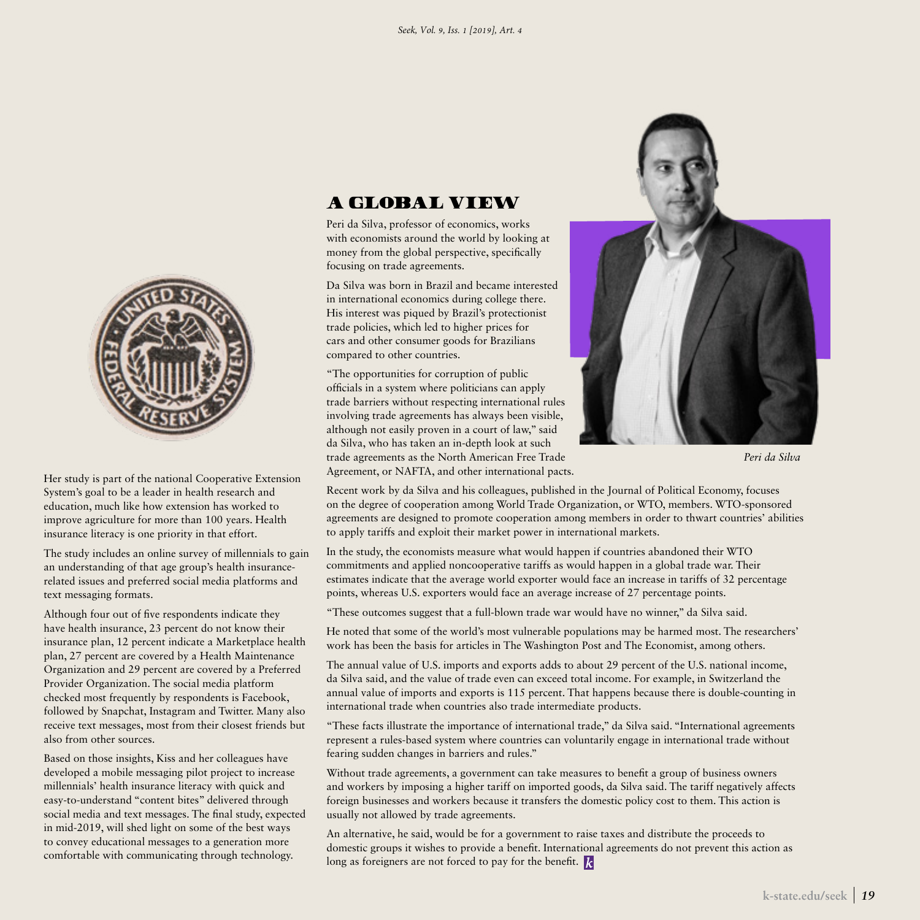Her study is part of the national Cooperative Extension System's goal to be a leader in health research and education, much like how extension has worked to improve agriculture for more than 100 years. Health insurance literacy is one priority in that effort.

The study includes an online survey of millennials to gain an understanding of that age group's health insurance-related issues and preferred social media platforms and text messaging formats.

Although four out of five respondents indicate they have health insurance, 23 percent do not know their insurance plan, 12 percent indicate a Marketplace health plan, 27 percent are covered by a Health Maintenance Organization and 29 percent are covered by a Preferred Provider Organization. The social media platform checked most frequently by respondents is Facebook, followed by Snapchat, Instagram and Twitter. Many also receive text messages, most from their closest friends but also from other sources.

Based on those insights, Kiss and her colleagues have developed a mobile messaging pilot project to increase millennials' health insurance literacy with quick and easy-to-understand "content bites" delivered through social media and text messages. The final study, expected in mid-2019, will shed light on some of the best ways to convey educational messages to a generation more comfortable with communicating through technology.

## A GLOBAL VIEW

Peri da Silva, professor of economics, works with economists around the world by looking at money from the global perspective, specifically focusing on trade agreements.

Da Silva was born in Brazil and became interested in international economics during college there. His interest was piqued by Brazil's protectionist trade policies, which led to higher prices for cars and other consumer goods for Brazilians compared to other countries.

"The opportunities for corruption of public officials in a system where politicians can apply trade barriers without respecting international rules involving trade agreements has always been visible, although not easily proven in a court of law," said da Silva, who has taken an in-depth look at such trade agreements as the North American Free Trade Agreement, or NAFTA, and other international pacts.

*Peri da Silva*

Recent work by da Silva and his colleagues, published in the Journal of Political Economy, focuses on the degree of cooperation among World Trade Organization, or WTO, members. WTO-sponsored agreements are designed to promote cooperation among members in order to thwart countries' abilities to apply tariffs and exploit their market power in international markets.

In the study, the economists measure what would happen if countries abandoned their WTO commitments and applied noncooperative tariffs as would happen in a global trade war. Their estimates indicate that the average world exporter would face an increase in tariffs of 32 percentage points, whereas U.S. exporters would face an average increase of 27 percentage points.

"These outcomes suggest that a full-blown trade war would have no winner," da Silva said.

He noted that some of the world's most vulnerable populations may be harmed most. The researchers' work has been the basis for articles in The Washington Post and The Economist, among others.

The annual value of U.S. imports and exports adds to about 29 percent of the U.S. national income, da Silva said, and the value of trade even can exceed total income. For example, in Switzerland the annual value of imports and exports is 115 percent. That happens because there is double-counting in international trade when countries also trade intermediate products.

"These facts illustrate the importance of international trade," da Silva said. "International agreements represent a rules-based system where countries can voluntarily engage in international trade without fearing sudden changes in barriers and rules."

Without trade agreements, a government can take measures to benefit a group of business owners and workers by imposing a higher tariff on imported goods, da Silva said. The tariff negatively affects foreign businesses and workers because it transfers the domestic policy cost to them. This action is usually not allowed by trade agreements.

An alternative, he said, would be for a government to raise taxes and distribute the proceeds to domestic groups it wishes to provide a benefit. International agreements do not prevent this action as long as foreigners are not forced to pay for the benefit.